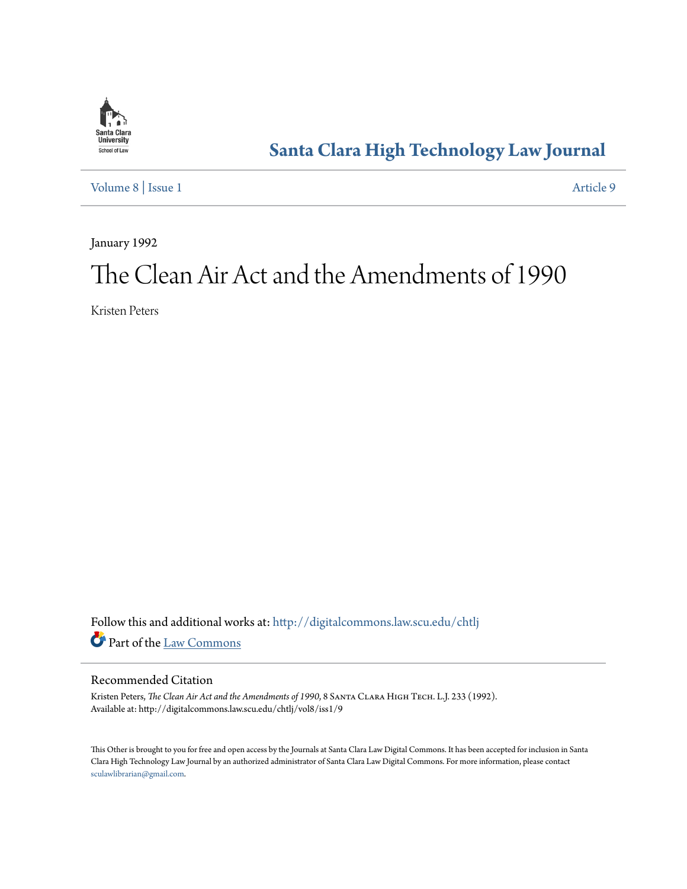Santa Clara University School of Law

# Santa Clara High Technology Law Journal

Volume 8 | Issue 1 Article 9

January 1992

# The Clean Air Act and the Amendments of 1990

Kristen Peters

Follow this and additional works at: http://digitalcommons.law.scu.edu/chtlj

Part of the Law Commons

## Recommended Citation

Kristen Peters, *The Clean Air Act and the Amendments of 1990*, 8 Santa Clara High Tech. L.J. 233 (1992).
Available at: http://digitalcommons.law.scu.edu/chtlj/vol8/iss1/9

This Other is brought to you for free and open access by the Journals at Santa Clara Law Digital Commons. It has been accepted for inclusion in Santa Clara High Technology Law Journal by an authorized administrator of Santa Clara Law Digital Commons. For more information, please contact sculawlibrarian@gmail.com.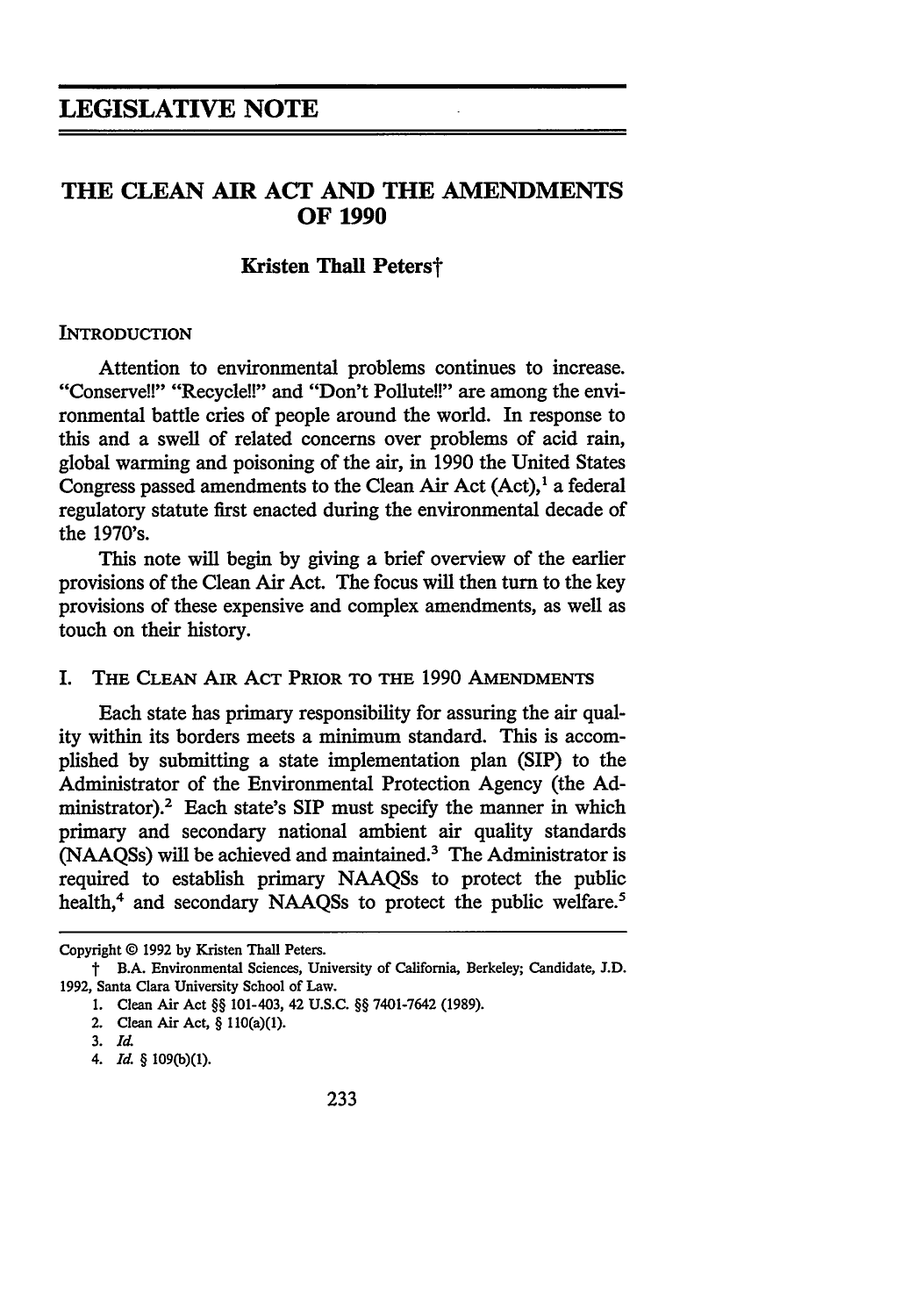# LEGISLATIVE NOTE

## THE CLEAN AIR ACT AND THE AMENDMENTS OF 1990

**Kristen Thall Peters†**

### INTRODUCTION

Attention to environmental problems continues to increase. "Conserve!!" "Recycle!!" and "Don't Pollute!!" are among the environmental battle cries of people around the world. In response to this and a swell of related concerns over problems of acid rain, global warming and poisoning of the air, in 1990 the United States Congress passed amendments to the Clean Air Act (Act),[1] a federal regulatory statute first enacted during the environmental decade of the 1970's.

This note will begin by giving a brief overview of the earlier provisions of the Clean Air Act. The focus will then turn to the key provisions of these expensive and complex amendments, as well as touch on their history.

### I. THE CLEAN AIR ACT PRIOR TO THE 1990 AMENDMENTS

Each state has primary responsibility for assuring the air quality within its borders meets a minimum standard. This is accomplished by submitting a state implementation plan (SIP) to the Administrator of the Environmental Protection Agency (the Administrator).[2] Each state's SIP must specify the manner in which primary and secondary national ambient air quality standards (NAAQSs) will be achieved and maintained.[3] The Administrator is required to establish primary NAAQSs to protect the public health,[4] and secondary NAAQSs to protect the public welfare.[5]

---

Copyright © 1992 by Kristen Thall Peters.

† B.A. Environmental Sciences, University of California, Berkeley; Candidate, J.D. 1992, Santa Clara University School of Law.

1. Clean Air Act §§ 101-403, 42 U.S.C. §§ 7401-7642 (1989).
2. Clean Air Act, § 110(a)(1).
3. *Id.*
4. *Id.* § 109(b)(1).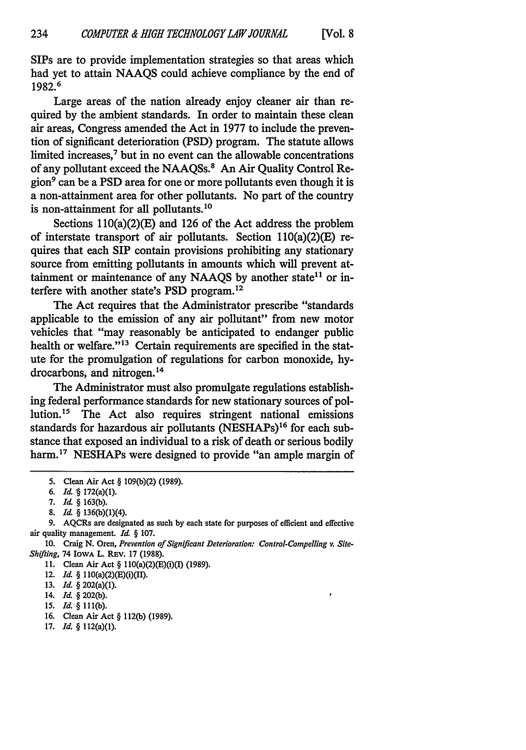SIPs are to provide implementation strategies so that areas which had yet to attain NAAQS could achieve compliance by the end of 1982.[6]

Large areas of the nation already enjoy cleaner air than required by the ambient standards. In order to maintain these clean air areas, Congress amended the Act in 1977 to include the prevention of significant deterioration (PSD) program. The statute allows limited increases,[7] but in no event can the allowable concentrations of any pollutant exceed the NAAQSs.[8] An Air Quality Control Region[9] can be a PSD area for one or more pollutants even though it is a non-attainment area for other pollutants. No part of the country is non-attainment for all pollutants.[10]

Sections 110(a)(2)(E) and 126 of the Act address the problem of interstate transport of air pollutants. Section 110(a)(2)(E) requires that each SIP contain provisions prohibiting any stationary source from emitting pollutants in amounts which will prevent attainment or maintenance of any NAAQS by another state[11] or interfere with another state's PSD program.[12]

The Act requires that the Administrator prescribe "standards applicable to the emission of any air pollutant" from new motor vehicles that "may reasonably be anticipated to endanger public health or welfare."[13] Certain requirements are specified in the statute for the promulgation of regulations for carbon monoxide, hydrocarbons, and nitrogen.[14]

The Administrator must also promulgate regulations establishing federal performance standards for new stationary sources of pollution.[15] The Act also requires stringent national emissions standards for hazardous air pollutants (NESHAPs)[16] for each substance that exposed an individual to a risk of death or serious bodily harm.[17] NESHAPs were designed to provide "an ample margin of

---

5. Clean Air Act § 109(b)(2) (1989).
6. *Id.* § 172(a)(1).
7. *Id.* § 163(b).
8. *Id.* § 136(b)(1)(4).
9. AQCRs are designated as such by each state for purposes of efficient and effective air quality management. *Id.* § 107.
10. Craig N. Oren, *Prevention of Significant Deterioration: Control-Compelling v. Site-Shifting*, 74 IOWA L. REV. 17 (1988).
11. Clean Air Act § 110(a)(2)(E)(i)(I) (1989).
12. *Id.* § 110(a)(2)(E)(i)(II).
13. *Id.* § 202(a)(1).
14. *Id.* § 202(b).
15. *Id.* § 111(b).
16. Clean Air Act § 112(b) (1989).
17. *Id.* § 112(a)(1).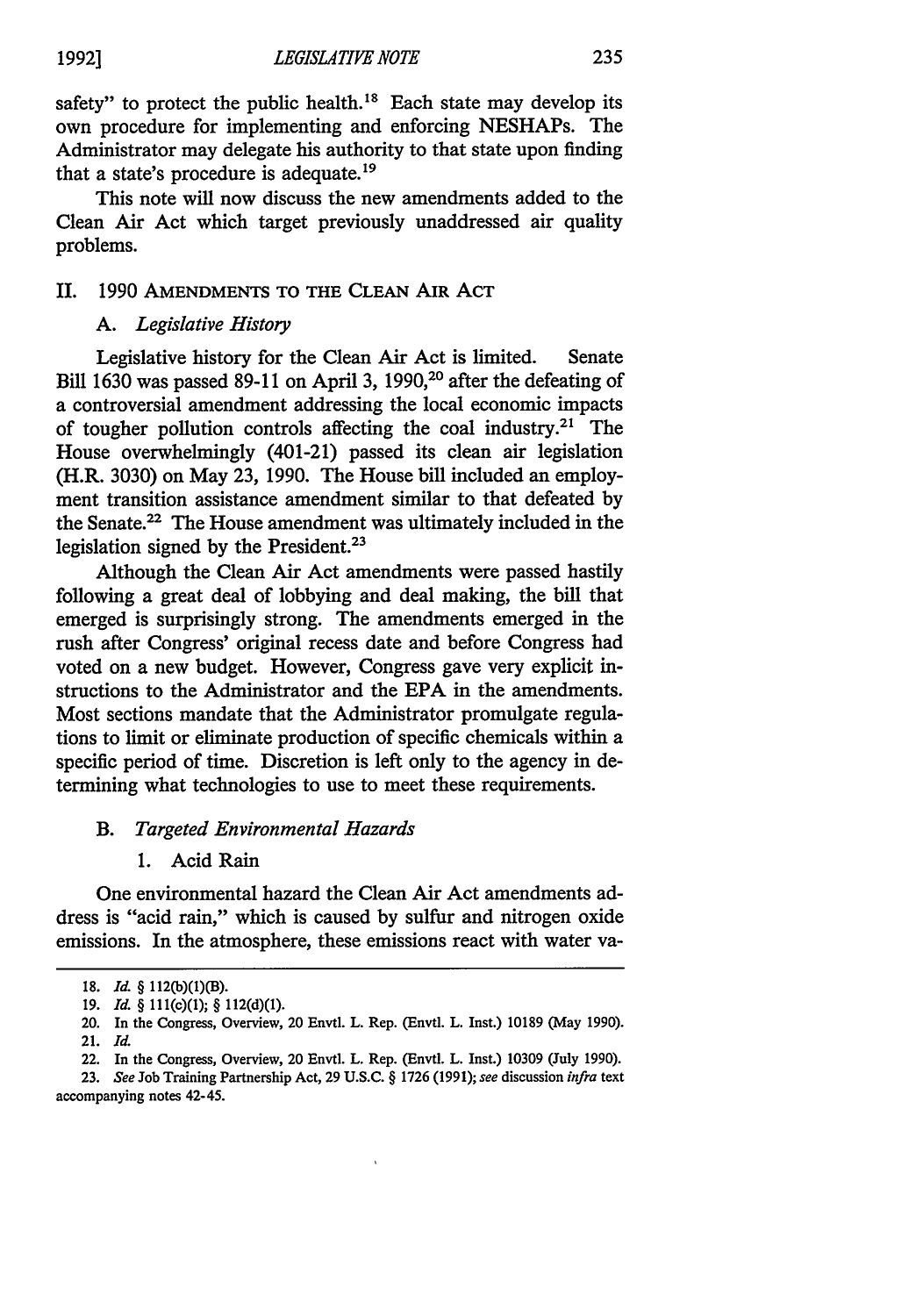safety" to protect the public health.[18] Each state may develop its own procedure for implementing and enforcing NESHAPs. The Administrator may delegate his authority to that state upon finding that a state's procedure is adequate.[19]

This note will now discuss the new amendments added to the Clean Air Act which target previously unaddressed air quality problems.

## II. 1990 AMENDMENTS TO THE CLEAN AIR ACT

### A. *Legislative History*

Legislative history for the Clean Air Act is limited. Senate Bill 1630 was passed 89-11 on April 3, 1990,[20] after the defeating of a controversial amendment addressing the local economic impacts of tougher pollution controls affecting the coal industry.[21] The House overwhelmingly (401-21) passed its clean air legislation (H.R. 3030) on May 23, 1990. The House bill included an employment transition assistance amendment similar to that defeated by the Senate.[22] The House amendment was ultimately included in the legislation signed by the President.[23]

Although the Clean Air Act amendments were passed hastily following a great deal of lobbying and deal making, the bill that emerged is surprisingly strong. The amendments emerged in the rush after Congress' original recess date and before Congress had voted on a new budget. However, Congress gave very explicit instructions to the Administrator and the EPA in the amendments. Most sections mandate that the Administrator promulgate regulations to limit or eliminate production of specific chemicals within a specific period of time. Discretion is left only to the agency in determining what technologies to use to meet these requirements.

### B. *Targeted Environmental Hazards*

#### 1. Acid Rain

One environmental hazard the Clean Air Act amendments address is "acid rain," which is caused by sulfur and nitrogen oxide emissions. In the atmosphere, these emissions react with water va-

---

18. *Id.* § 112(b)(1)(B).

19. *Id.* § 111(c)(1); § 112(d)(1).

20. In the Congress, Overview, 20 Envtl. L. Rep. (Envtl. L. Inst.) 10189 (May 1990).

21. *Id.*

22. In the Congress, Overview, 20 Envtl. L. Rep. (Envtl. L. Inst.) 10309 (July 1990).

23. *See* Job Training Partnership Act, 29 U.S.C. § 1726 (1991); *see* discussion *infra* text accompanying notes 42-45.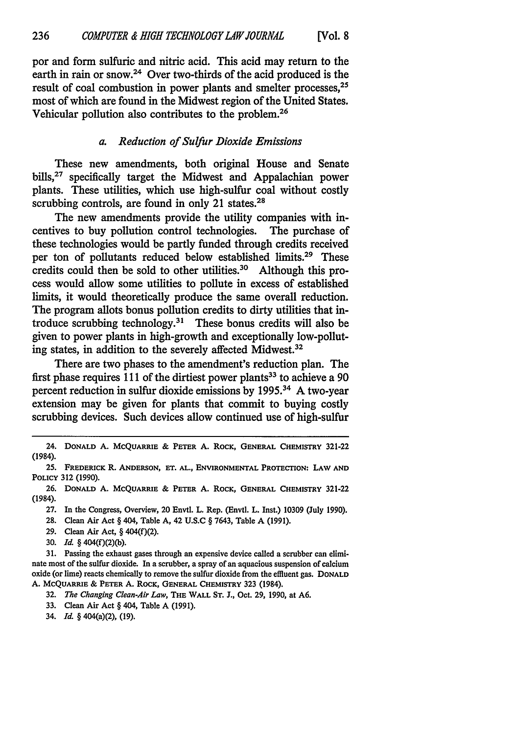por and form sulfuric and nitric acid. This acid may return to the earth in rain or snow.[24] Over two-thirds of the acid produced is the result of coal combustion in power plants and smelter processes,[25] most of which are found in the Midwest region of the United States. Vehicular pollution also contributes to the problem.[26]

#### *a. Reduction of Sulfur Dioxide Emissions*

These new amendments, both original House and Senate bills,[27] specifically target the Midwest and Appalachian power plants. These utilities, which use high-sulfur coal without costly scrubbing controls, are found in only 21 states.[28]

The new amendments provide the utility companies with incentives to buy pollution control technologies. The purchase of these technologies would be partly funded through credits received per ton of pollutants reduced below established limits.[29] These credits could then be sold to other utilities.[30] Although this process would allow some utilities to pollute in excess of established limits, it would theoretically produce the same overall reduction. The program allots bonus pollution credits to dirty utilities that introduce scrubbing technology.[31] These bonus credits will also be given to power plants in high-growth and exceptionally low-polluting states, in addition to the severely affected Midwest.[32]

There are two phases to the amendment's reduction plan. The first phase requires 111 of the dirtiest power plants[33] to achieve a 90 percent reduction in sulfur dioxide emissions by 1995.[34] A two-year extension may be given for plants that commit to buying costly scrubbing devices. Such devices allow continued use of high-sulfur

---

24. DONALD A. MCQUARRIE & PETER A. ROCK, GENERAL CHEMISTRY 321-22 (1984).

25. FREDERICK R. ANDERSON, ET. AL., ENVIRONMENTAL PROTECTION: LAW AND POLICY 312 (1990).

26. DONALD A. MCQUARRIE & PETER A. ROCK, GENERAL CHEMISTRY 321-22 (1984).

27. In the Congress, Overview, 20 Envtl. L. Rep. (Envtl. L. Inst.) 10309 (July 1990).

28. Clean Air Act § 404, Table A, 42 U.S.C § 7643, Table A (1991).

29. Clean Air Act, § 404(f)(2).

30. *Id.* § 404(f)(2)(b).

31. Passing the exhaust gases through an expensive device called a scrubber can eliminate most of the sulfur dioxide. In a scrubber, a spray of an aquacious suspension of calcium oxide (or lime) reacts chemically to remove the sulfur dioxide from the effluent gas. DONALD A. MCQUARRIE & PETER A. ROCK, GENERAL CHEMISTRY 323 (1984).

32. *The Changing Clean-Air Law*, THE WALL ST. J., Oct. 29, 1990, at A6.

33. Clean Air Act § 404, Table A (1991).

34. *Id.* § 404(a)(2), (19).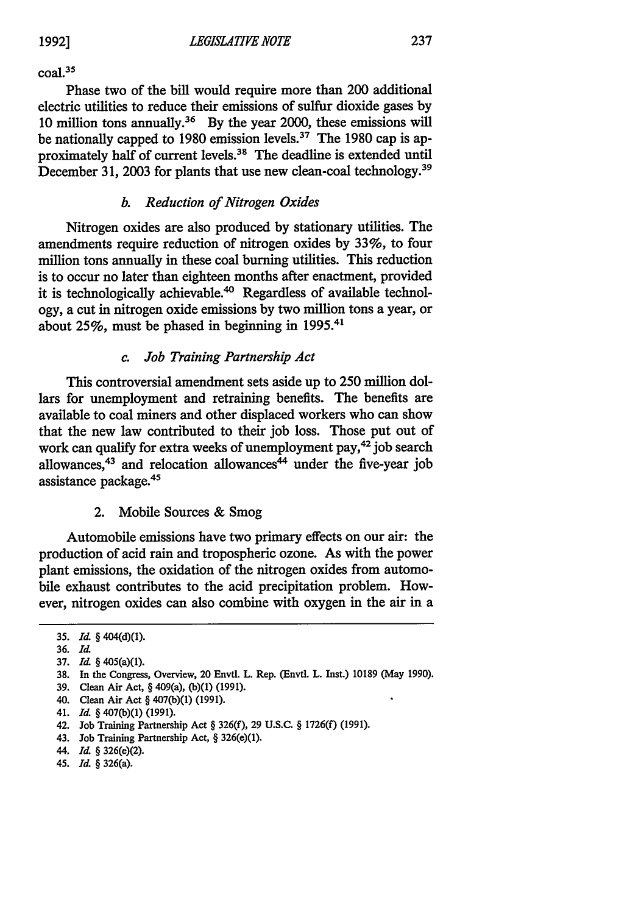coal.[35]

Phase two of the bill would require more than 200 additional electric utilities to reduce their emissions of sulfur dioxide gases by 10 million tons annually.[36] By the year 2000, these emissions will be nationally capped to 1980 emission levels.[37] The 1980 cap is approximately half of current levels.[38] The deadline is extended until December 31, 2003 for plants that use new clean-coal technology.[39]

#### *b. Reduction of Nitrogen Oxides*

Nitrogen oxides are also produced by stationary utilities. The amendments require reduction of nitrogen oxides by 33%, to four million tons annually in these coal burning utilities. This reduction is to occur no later than eighteen months after enactment, provided it is technologically achievable.[40] Regardless of available technology, a cut in nitrogen oxide emissions by two million tons a year, or about 25%, must be phased in beginning in 1995.[41]

#### *c. Job Training Partnership Act*

This controversial amendment sets aside up to 250 million dollars for unemployment and retraining benefits. The benefits are available to coal miners and other displaced workers who can show that the new law contributed to their job loss. Those put out of work can qualify for extra weeks of unemployment pay,[42] job search allowances,[43] and relocation allowances[44] under the five-year job assistance package.[45]

### 2. Mobile Sources & Smog

Automobile emissions have two primary effects on our air: the production of acid rain and tropospheric ozone. As with the power plant emissions, the oxidation of the nitrogen oxides from automobile exhaust contributes to the acid precipitation problem. However, nitrogen oxides can also combine with oxygen in the air in a

---

35. *Id.* § 404(d)(1).
36. *Id.*
37. *Id.* § 405(a)(1).
38. In the Congress, Overview, 20 Envtl. L. Rep. (Envtl. L. Inst.) 10189 (May 1990).
39. Clean Air Act, § 409(a), (b)(1) (1991).
40. Clean Air Act § 407(b)(1) (1991).
41. *Id.* § 407(b)(1) (1991).
42. Job Training Partnership Act § 326(f), 29 U.S.C. § 1726(f) (1991).
43. Job Training Partnership Act, § 326(e)(1).
44. *Id.* § 326(e)(2).
45. *Id.* § 326(a).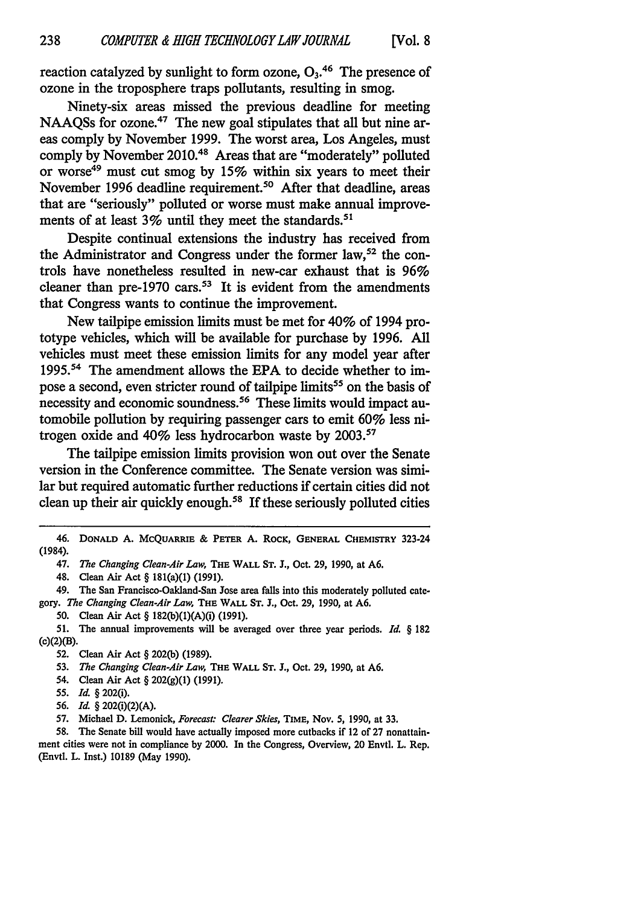reaction catalyzed by sunlight to form ozone, $O_3$.[46] The presence of ozone in the troposphere traps pollutants, resulting in smog.

Ninety-six areas missed the previous deadline for meeting NAAQSs for ozone.[47] The new goal stipulates that all but nine areas comply by November 1999. The worst area, Los Angeles, must comply by November 2010.[48] Areas that are "moderately" polluted or worse[49] must cut smog by 15% within six years to meet their November 1996 deadline requirement.[50] After that deadline, areas that are "seriously" polluted or worse must make annual improvements of at least 3% until they meet the standards.[51]

Despite continual extensions the industry has received from the Administrator and Congress under the former law,[52] the controls have nonetheless resulted in new-car exhaust that is 96% cleaner than pre-1970 cars.[53] It is evident from the amendments that Congress wants to continue the improvement.

New tailpipe emission limits must be met for 40% of 1994 prototype vehicles, which will be available for purchase by 1996. All vehicles must meet these emission limits for any model year after 1995.[54] The amendment allows the EPA to decide whether to impose a second, even stricter round of tailpipe limits[55] on the basis of necessity and economic soundness.[56] These limits would impact automobile pollution by requiring passenger cars to emit 60% less nitrogen oxide and 40% less hydrocarbon waste by 2003.[57]

The tailpipe emission limits provision won out over the Senate version in the Conference committee. The Senate version was similar but required automatic further reductions if certain cities did not clean up their air quickly enough.[58] If these seriously polluted cities

---

46. DONALD A. MCQUARRIE & PETER A. ROCK, GENERAL CHEMISTRY 323-24 (1984).

47. *The Changing Clean-Air Law*, THE WALL ST. J., Oct. 29, 1990, at A6.

48. Clean Air Act § 181(a)(1) (1991).

49. The San Francisco-Oakland-San Jose area falls into this moderately polluted category. *The Changing Clean-Air Law*, THE WALL ST. J., Oct. 29, 1990, at A6.

50. Clean Air Act § 182(b)(1)(A)(i) (1991).

51. The annual improvements will be averaged over three year periods. *Id.* § 182 (c)(2)(B).

52. Clean Air Act § 202(b) (1989).

53. *The Changing Clean-Air Law*, THE WALL ST. J., Oct. 29, 1990, at A6.

54. Clean Air Act § 202(g)(1) (1991).

55. *Id.* § 202(i).

56. *Id.* § 202(i)(2)(A).

57. Michael D. Lemonick, *Forecast: Clearer Skies*, TIME, Nov. 5, 1990, at 33.

58. The Senate bill would have actually imposed more cutbacks if 12 of 27 nonattainment cities were not in compliance by 2000. In the Congress, Overview, 20 Envtl. L. Rep. (Envtl. L. Inst.) 10189 (May 1990).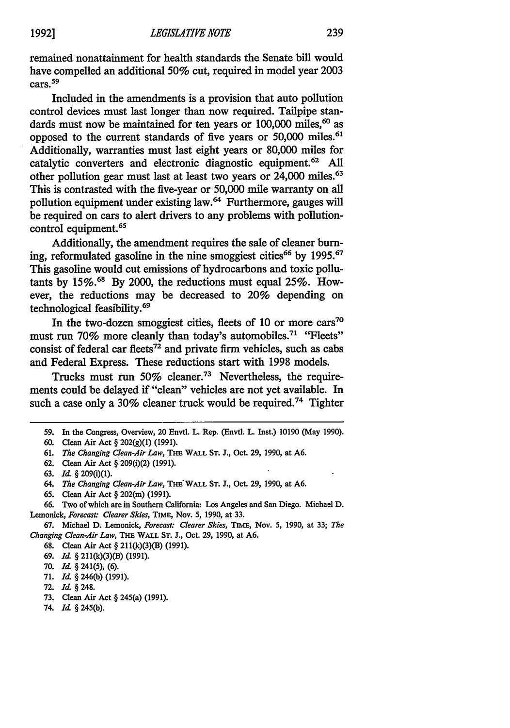remained nonattainment for health standards the Senate bill would have compelled an additional 50% cut, required in model year 2003 cars.[59]

Included in the amendments is a provision that auto pollution control devices must last longer than now required. Tailpipe standards must now be maintained for ten years or 100,000 miles,[60] as opposed to the current standards of five years or 50,000 miles.[61] Additionally, warranties must last eight years or 80,000 miles for catalytic converters and electronic diagnostic equipment.[62] All other pollution gear must last at least two years or 24,000 miles.[63] This is contrasted with the five-year or 50,000 mile warranty on all pollution equipment under existing law.[64] Furthermore, gauges will be required on cars to alert drivers to any problems with pollution-control equipment.[65]

Additionally, the amendment requires the sale of cleaner burning, reformulated gasoline in the nine smoggiest cities[66] by 1995.[67] This gasoline would cut emissions of hydrocarbons and toxic pollutants by 15%.[68] By 2000, the reductions must equal 25%. However, the reductions may be decreased to 20% depending on technological feasibility.[69]

In the two-dozen smoggiest cities, fleets of 10 or more cars[70] must run 70% more cleanly than today's automobiles.[71] "Fleets" consist of federal car fleets[72] and private firm vehicles, such as cabs and Federal Express. These reductions start with 1998 models.

Trucks must run 50% cleaner.[73] Nevertheless, the requirements could be delayed if "clean" vehicles are not yet available. In such a case only a 30% cleaner truck would be required.[74] Tighter

---

59. In the Congress, Overview, 20 Envtl. L. Rep. (Envtl. L. Inst.) 10190 (May 1990).

60. Clean Air Act § 202(g)(1) (1991).

61. *The Changing Clean-Air Law*, THE WALL ST. J., Oct. 29, 1990, at A6.

62. Clean Air Act § 209(i)(2) (1991).

63. *Id.* § 209(i)(1).

64. *The Changing Clean-Air Law*, THE WALL ST. J., Oct. 29, 1990, at A6.

65. Clean Air Act § 202(m) (1991).

66. Two of which are in Southern California: Los Angeles and San Diego. Michael D. Lemonick, *Forecast: Clearer Skies*, TIME, Nov. 5, 1990, at 33.

67. Michael D. Lemonick, *Forecast: Clearer Skies*, TIME, Nov. 5, 1990, at 33; *The Changing Clean-Air Law*, THE WALL ST. J., Oct. 29, 1990, at A6.

68. Clean Air Act § 211(k)(3)(B) (1991).

69. *Id.* § 211(k)(3)(B) (1991).

70. *Id.* § 241(5), (6).

71. *Id.* § 246(b) (1991).

72. *Id.* § 248.

73. Clean Air Act § 245(a) (1991).

74. *Id.* § 245(b).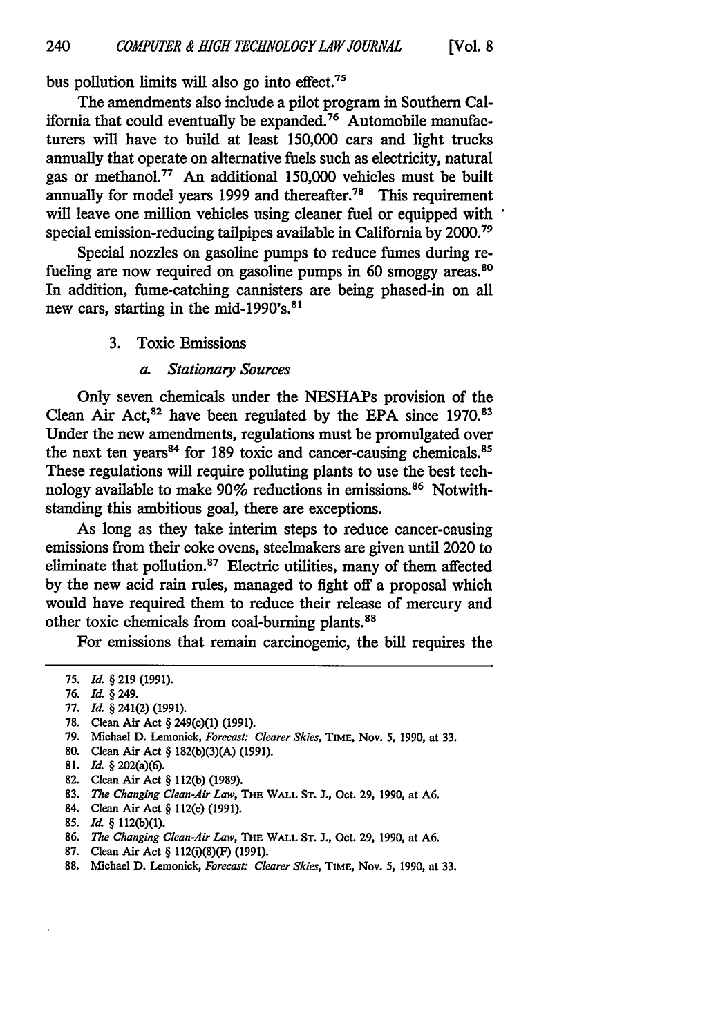bus pollution limits will also go into effect.[75]

The amendments also include a pilot program in Southern California that could eventually be expanded.[76] Automobile manufacturers will have to build at least 150,000 cars and light trucks annually that operate on alternative fuels such as electricity, natural gas or methanol.[77] An additional 150,000 vehicles must be built annually for model years 1999 and thereafter.[78] This requirement will leave one million vehicles using cleaner fuel or equipped with special emission-reducing tailpipes available in California by 2000.[79]

Special nozzles on gasoline pumps to reduce fumes during refueling are now required on gasoline pumps in 60 smoggy areas.[80] In addition, fume-catching cannisters are being phased-in on all new cars, starting in the mid-1990's.[81]

### 3. Toxic Emissions

#### *a. Stationary Sources*

Only seven chemicals under the NESHAPs provision of the Clean Air Act,[82] have been regulated by the EPA since 1970.[83] Under the new amendments, regulations must be promulgated over the next ten years[84] for 189 toxic and cancer-causing chemicals.[85] These regulations will require polluting plants to use the best technology available to make 90% reductions in emissions.[86] Notwithstanding this ambitious goal, there are exceptions.

As long as they take interim steps to reduce cancer-causing emissions from their coke ovens, steelmakers are given until 2020 to eliminate that pollution.[87] Electric utilities, many of them affected by the new acid rain rules, managed to fight off a proposal which would have required them to reduce their release of mercury and other toxic chemicals from coal-burning plants.[88]

For emissions that remain carcinogenic, the bill requires the

---

75. *Id.* § 219 (1991).
76. *Id.* § 249.
77. *Id.* § 241(2) (1991).
78. Clean Air Act § 249(c)(1) (1991).
79. Michael D. Lemonick, *Forecast: Clearer Skies*, TIME, Nov. 5, 1990, at 33.
80. Clean Air Act § 182(b)(3)(A) (1991).
81. *Id.* § 202(a)(6).
82. Clean Air Act § 112(b) (1989).
83. *The Changing Clean-Air Law*, THE WALL ST. J., Oct. 29, 1990, at A6.
84. Clean Air Act § 112(e) (1991).
85. *Id.* § 112(b)(1).
86. *The Changing Clean-Air Law*, THE WALL ST. J., Oct. 29, 1990, at A6.
87. Clean Air Act § 112(i)(8)(F) (1991).
88. Michael D. Lemonick, *Forecast: Clearer Skies*, TIME, Nov. 5, 1990, at 33.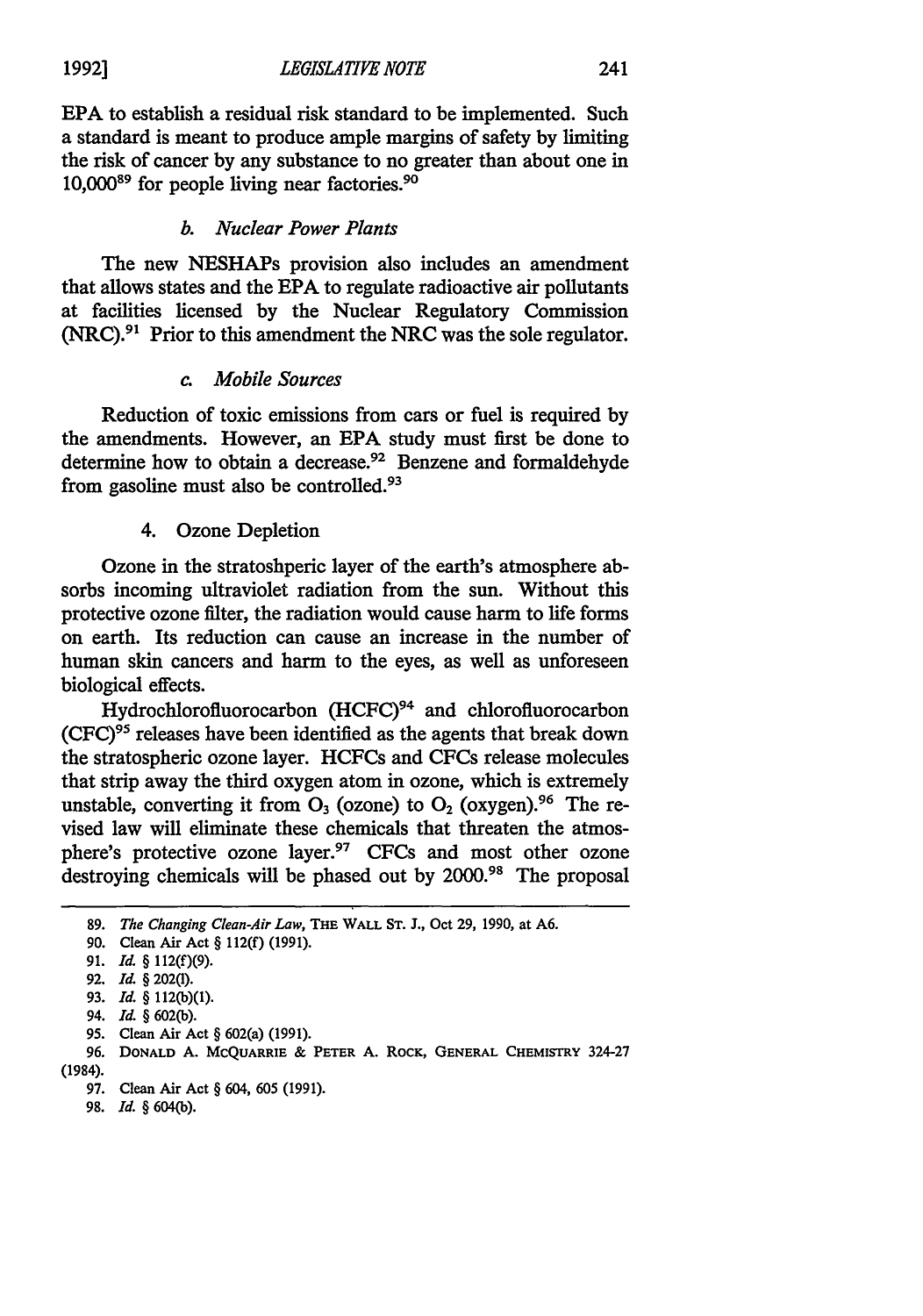EPA to establish a residual risk standard to be implemented. Such a standard is meant to produce ample margins of safety by limiting the risk of cancer by any substance to no greater than about one in 10,000[89] for people living near factories.[90]

#### *b. Nuclear Power Plants*

The new NESHAPs provision also includes an amendment that allows states and the EPA to regulate radioactive air pollutants at facilities licensed by the Nuclear Regulatory Commission (NRC).[91] Prior to this amendment the NRC was the sole regulator.

#### *c. Mobile Sources*

Reduction of toxic emissions from cars or fuel is required by the amendments. However, an EPA study must first be done to determine how to obtain a decrease.[92] Benzene and formaldehyde from gasoline must also be controlled.[93]

### 4. Ozone Depletion

Ozone in the stratoshperic layer of the earth's atmosphere absorbs incoming ultraviolet radiation from the sun. Without this protective ozone filter, the radiation would cause harm to life forms on earth. Its reduction can cause an increase in the number of human skin cancers and harm to the eyes, as well as unforeseen biological effects.

Hydrochlorofluorocarbon (HCFC)[94] and chlorofluorocarbon (CFC)[95] releases have been identified as the agents that break down the stratospheric ozone layer. HCFCs and CFCs release molecules that strip away the third oxygen atom in ozone, which is extremely unstable, converting it from $O_3$ (ozone) to $O_2$ (oxygen).[96] The revised law will eliminate these chemicals that threaten the atmosphere's protective ozone layer.[97] CFCs and most other ozone destroying chemicals will be phased out by 2000.[98] The proposal

---

89. *The Changing Clean-Air Law*, THE WALL ST. J., Oct 29, 1990, at A6.

90. Clean Air Act § 112(f) (1991).

91. *Id.* § 112(f)(9).

92. *Id.* § 202(l).

93. *Id.* § 112(b)(1).

94. *Id.* § 602(b).

95. Clean Air Act § 602(a) (1991).

96. DONALD A. MCQUARRIE & PETER A. ROCK, GENERAL CHEMISTRY 324-27 (1984).

97. Clean Air Act § 604, 605 (1991).

98. *Id.* § 604(b).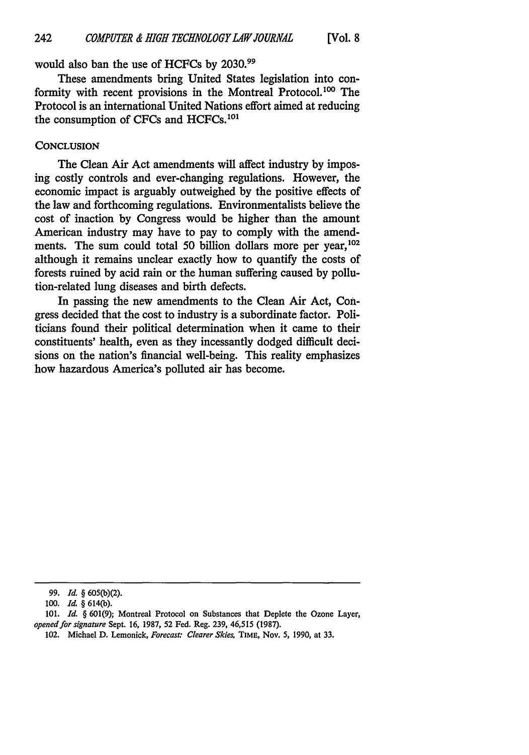would also ban the use of HCFCs by 2030.[99]

These amendments bring United States legislation into conformity with recent provisions in the Montreal Protocol.[100] The Protocol is an international United Nations effort aimed at reducing the consumption of CFCs and HCFCs.[101]

## CONCLUSION

The Clean Air Act amendments will affect industry by imposing costly controls and ever-changing regulations. However, the economic impact is arguably outweighed by the positive effects of the law and forthcoming regulations. Environmentalists believe the cost of inaction by Congress would be higher than the amount American industry may have to pay to comply with the amendments. The sum could total 50 billion dollars more per year,[102] although it remains unclear exactly how to quantify the costs of forests ruined by acid rain or the human suffering caused by pollution-related lung diseases and birth defects.

In passing the new amendments to the Clean Air Act, Congress decided that the cost to industry is a subordinate factor. Politicians found their political determination when it came to their constituents' health, even as they incessantly dodged difficult decisions on the nation's financial well-being. This reality emphasizes how hazardous America's polluted air has become.

---

99. *Id.* § 605(b)(2).

100. *Id.* § 614(b).

101. *Id.* § 601(9); Montreal Protocol on Substances that Deplete the Ozone Layer, *opened for signature* Sept. 16, 1987, 52 Fed. Reg. 239, 46,515 (1987).

102. Michael D. Lemonick, *Forecast: Clearer Skies*, TIME, Nov. 5, 1990, at 33.